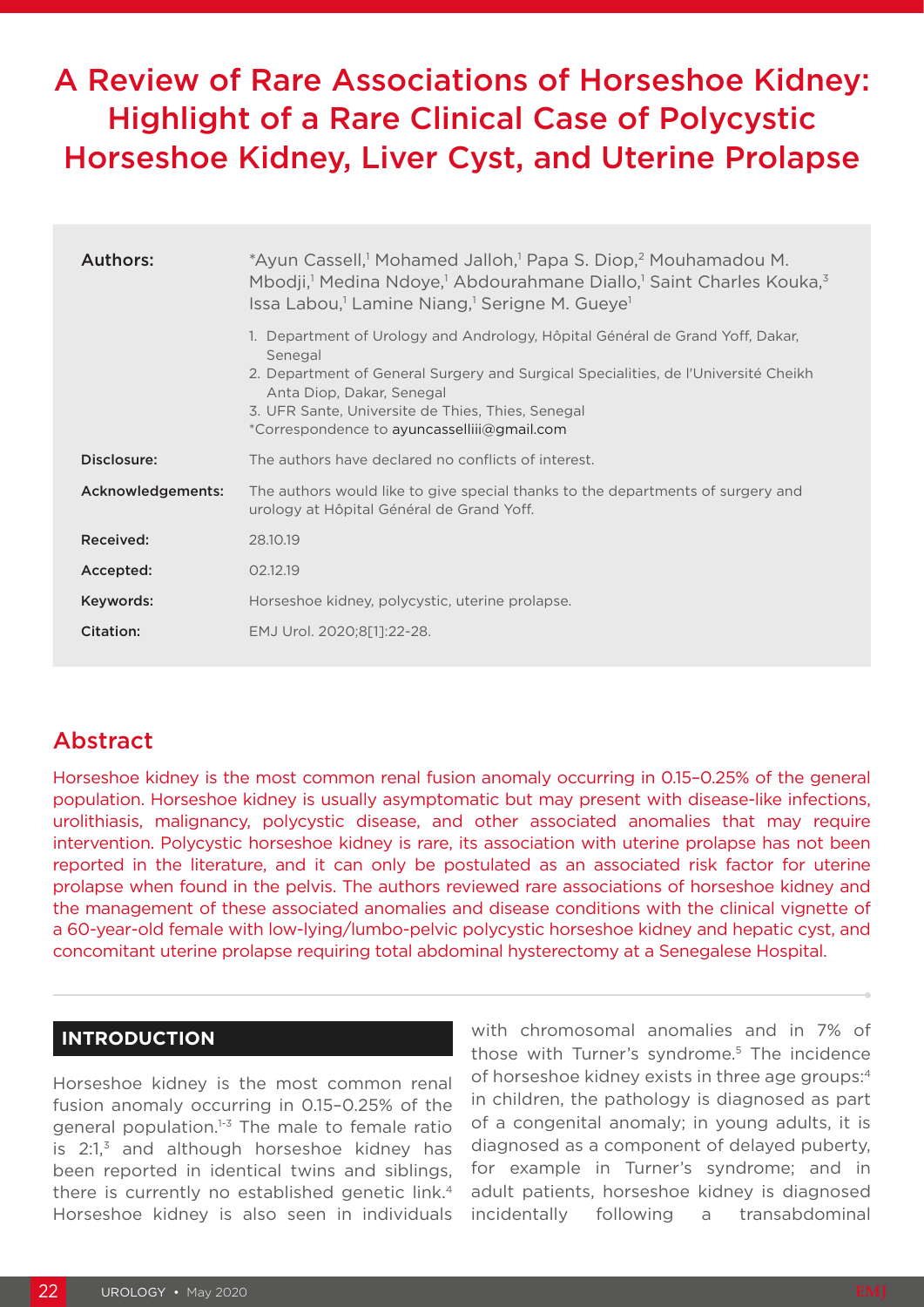# A Review of Rare Associations of Horseshoe Kidney: Highlight of a Rare Clinical Case of Polycystic Horseshoe Kidney, Liver Cyst, and Uterine Prolapse

| | |
|---|---|
| **Authors:** | *Ayun Cassell,[1] Mohamed Jalloh,[1] Papa S. Diop,[2] Mouhamadou M. Mbodji,[1] Medina Ndoye,[1] Abdourahmane Diallo,[1] Saint Charles Kouka,[3] Issa Labou,[1] Lamine Niang,[1] Serigne M. Gueye[1]<br><br>1. Department of Urology and Andrology, Hôpital Général de Grand Yoff, Dakar, Senegal<br>2. Department of General Surgery and Surgical Specialities, de l'Université Cheikh Anta Diop, Dakar, Senegal<br>3. UFR Sante, Universite de Thies, Thies, Senegal<br>*Correspondence to ayuncasselliii@gmail.com |
| **Disclosure:** | The authors have declared no conflicts of interest. |
| **Acknowledgements:** | The authors would like to give special thanks to the departments of surgery and urology at Hôpital Général de Grand Yoff. |
| **Received:** | 28.10.19 |
| **Accepted:** | 02.12.19 |
| **Keywords:** | Horseshoe kidney, polycystic, uterine prolapse. |
| **Citation:** | EMJ Urol. 2020;8[1]:22-28. |

## Abstract

Horseshoe kidney is the most common renal fusion anomaly occurring in 0.15–0.25% of the general population. Horseshoe kidney is usually asymptomatic but may present with disease-like infections, urolithiasis, malignancy, polycystic disease, and other associated anomalies that may require intervention. Polycystic horseshoe kidney is rare, its association with uterine prolapse has not been reported in the literature, and it can only be postulated as an associated risk factor for uterine prolapse when found in the pelvis. The authors reviewed rare associations of horseshoe kidney and the management of these associated anomalies and disease conditions with the clinical vignette of a 60-year-old female with low-lying/lumbo-pelvic polycystic horseshoe kidney and hepatic cyst, and concomitant uterine prolapse requiring total abdominal hysterectomy at a Senegalese Hospital.

## INTRODUCTION

Horseshoe kidney is the most common renal fusion anomaly occurring in 0.15–0.25% of the general population.[1-3] The male to female ratio is 2:1,[3] and although horseshoe kidney has been reported in identical twins and siblings, there is currently no established genetic link.[4] Horseshoe kidney is also seen in individuals with chromosomal anomalies and in 7% of those with Turner's syndrome.[5] The incidence of horseshoe kidney exists in three age groups:[4] in children, the pathology is diagnosed as part of a congenital anomaly; in young adults, it is diagnosed as a component of delayed puberty, for example in Turner's syndrome; and in adult patients, horseshoe kidney is diagnosed incidentally following a transabdominal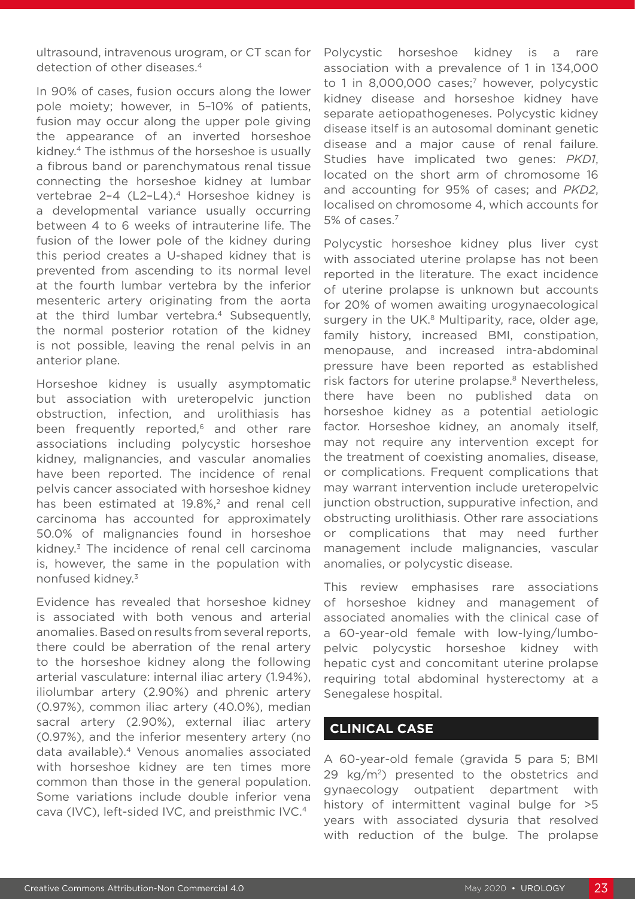ultrasound, intravenous urogram, or CT scan for detection of other diseases.[4]

In 90% of cases, fusion occurs along the lower pole moiety; however, in 5–10% of patients, fusion may occur along the upper pole giving the appearance of an inverted horseshoe kidney.[4] The isthmus of the horseshoe is usually a fibrous band or parenchymatous renal tissue connecting the horseshoe kidney at lumbar vertebrae 2–4 (L2–L4).[4] Horseshoe kidney is a developmental variance usually occurring between 4 to 6 weeks of intrauterine life. The fusion of the lower pole of the kidney during this period creates a U-shaped kidney that is prevented from ascending to its normal level at the fourth lumbar vertebra by the inferior mesenteric artery originating from the aorta at the third lumbar vertebra.[4] Subsequently, the normal posterior rotation of the kidney is not possible, leaving the renal pelvis in an anterior plane.

Horseshoe kidney is usually asymptomatic but association with ureteropelvic junction obstruction, infection, and urolithiasis has been frequently reported,[6] and other rare associations including polycystic horseshoe kidney, malignancies, and vascular anomalies have been reported. The incidence of renal pelvis cancer associated with horseshoe kidney has been estimated at 19.8%,[2] and renal cell carcinoma has accounted for approximately 50.0% of malignancies found in horseshoe kidney.[3] The incidence of renal cell carcinoma is, however, the same in the population with nonfused kidney.[3]

Evidence has revealed that horseshoe kidney is associated with both venous and arterial anomalies. Based on results from several reports, there could be aberration of the renal artery to the horseshoe kidney along the following arterial vasculature: internal iliac artery (1.94%), iliolumbar artery (2.90%) and phrenic artery (0.97%), common iliac artery (40.0%), median sacral artery (2.90%), external iliac artery (0.97%), and the inferior mesentery artery (no data available).[4] Venous anomalies associated with horseshoe kidney are ten times more common than those in the general population. Some variations include double inferior vena cava (IVC), left-sided IVC, and preisthmic IVC.[4]

Polycystic horseshoe kidney is a rare association with a prevalence of 1 in 134,000 to 1 in 8,000,000 cases;[7] however, polycystic kidney disease and horseshoe kidney have separate aetiopathogeneses. Polycystic kidney disease itself is an autosomal dominant genetic disease and a major cause of renal failure. Studies have implicated two genes: *PKD1*, located on the short arm of chromosome 16 and accounting for 95% of cases; and *PKD2*, localised on chromosome 4, which accounts for 5% of cases.[7]

Polycystic horseshoe kidney plus liver cyst with associated uterine prolapse has not been reported in the literature. The exact incidence of uterine prolapse is unknown but accounts for 20% of women awaiting urogynaecological surgery in the UK.[8] Multiparity, race, older age, family history, increased BMI, constipation, menopause, and increased intra-abdominal pressure have been reported as established risk factors for uterine prolapse.[8] Nevertheless, there have been no published data on horseshoe kidney as a potential aetiologic factor. Horseshoe kidney, an anomaly itself, may not require any intervention except for the treatment of coexisting anomalies, disease, or complications. Frequent complications that may warrant intervention include ureteropelvic junction obstruction, suppurative infection, and obstructing urolithiasis. Other rare associations or complications that may need further management include malignancies, vascular anomalies, or polycystic disease.

This review emphasises rare associations of horseshoe kidney and management of associated anomalies with the clinical case of a 60-year-old female with low-lying/lumbo-pelvic polycystic horseshoe kidney with hepatic cyst and concomitant uterine prolapse requiring total abdominal hysterectomy at a Senegalese hospital.

## CLINICAL CASE

A 60-year-old female (gravida 5 para 5; BMI 29 kg/m$^2$) presented to the obstetrics and gynaecology outpatient department with history of intermittent vaginal bulge for >5 years with associated dysuria that resolved with reduction of the bulge. The prolapse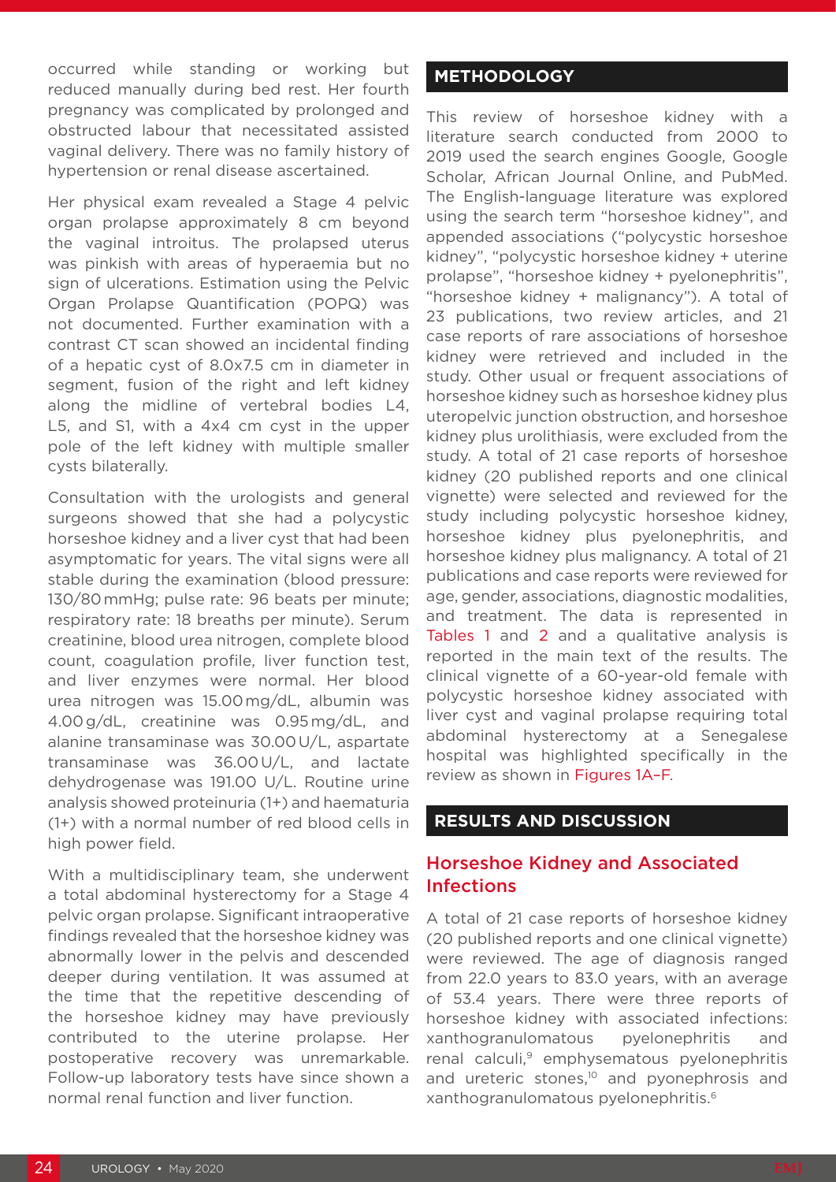occurred while standing or working but reduced manually during bed rest. Her fourth pregnancy was complicated by prolonged and obstructed labour that necessitated assisted vaginal delivery. There was no family history of hypertension or renal disease ascertained.

Her physical exam revealed a Stage 4 pelvic organ prolapse approximately 8 cm beyond the vaginal introitus. The prolapsed uterus was pinkish with areas of hyperaemia but no sign of ulcerations. Estimation using the Pelvic Organ Prolapse Quantification (POPQ) was not documented. Further examination with a contrast CT scan showed an incidental finding of a hepatic cyst of 8.0x7.5 cm in diameter in segment, fusion of the right and left kidney along the midline of vertebral bodies L4, L5, and S1, with a 4x4 cm cyst in the upper pole of the left kidney with multiple smaller cysts bilaterally.

Consultation with the urologists and general surgeons showed that she had a polycystic horseshoe kidney and a liver cyst that had been asymptomatic for years. The vital signs were all stable during the examination (blood pressure: 130/80 mmHg; pulse rate: 96 beats per minute; respiratory rate: 18 breaths per minute). Serum creatinine, blood urea nitrogen, complete blood count, coagulation profile, liver function test, and liver enzymes were normal. Her blood urea nitrogen was 15.00 mg/dL, albumin was 4.00 g/dL, creatinine was 0.95 mg/dL, and alanine transaminase was 30.00 U/L, aspartate transaminase was 36.00 U/L, and lactate dehydrogenase was 191.00 U/L. Routine urine analysis showed proteinuria (1+) and haematuria (1+) with a normal number of red blood cells in high power field.

With a multidisciplinary team, she underwent a total abdominal hysterectomy for a Stage 4 pelvic organ prolapse. Significant intraoperative findings revealed that the horseshoe kidney was abnormally lower in the pelvis and descended deeper during ventilation. It was assumed at the time that the repetitive descending of the horseshoe kidney may have previously contributed to the uterine prolapse. Her postoperative recovery was unremarkable. Follow-up laboratory tests have since shown a normal renal function and liver function.

## METHODOLOGY

This review of horseshoe kidney with a literature search conducted from 2000 to 2019 used the search engines Google, Google Scholar, African Journal Online, and PubMed. The English-language literature was explored using the search term "horseshoe kidney", and appended associations ("polycystic horseshoe kidney", "polycystic horseshoe kidney + uterine prolapse", "horseshoe kidney + pyelonephritis", "horseshoe kidney + malignancy"). A total of 23 publications, two review articles, and 21 case reports of rare associations of horseshoe kidney were retrieved and included in the study. Other usual or frequent associations of horseshoe kidney such as horseshoe kidney plus uteropelvic junction obstruction, and horseshoe kidney plus urolithiasis, were excluded from the study. A total of 21 case reports of horseshoe kidney (20 published reports and one clinical vignette) were selected and reviewed for the study including polycystic horseshoe kidney, horseshoe kidney plus pyelonephritis, and horseshoe kidney plus malignancy. A total of 21 publications and case reports were reviewed for age, gender, associations, diagnostic modalities, and treatment. The data is represented in Tables 1 and 2 and a qualitative analysis is reported in the main text of the results. The clinical vignette of a 60-year-old female with polycystic horseshoe kidney associated with liver cyst and vaginal prolapse requiring total abdominal hysterectomy at a Senegalese hospital was highlighted specifically in the review as shown in Figures 1A–F.

## RESULTS AND DISCUSSION

### Horseshoe Kidney and Associated Infections

A total of 21 case reports of horseshoe kidney (20 published reports and one clinical vignette) were reviewed. The age of diagnosis ranged from 22.0 years to 83.0 years, with an average of 53.4 years. There were three reports of horseshoe kidney with associated infections: xanthogranulomatous pyelonephritis and renal calculi,[9] emphysematous pyelonephritis and ureteric stones,[10] and pyonephrosis and xanthogranulomatous pyelonephritis.[6]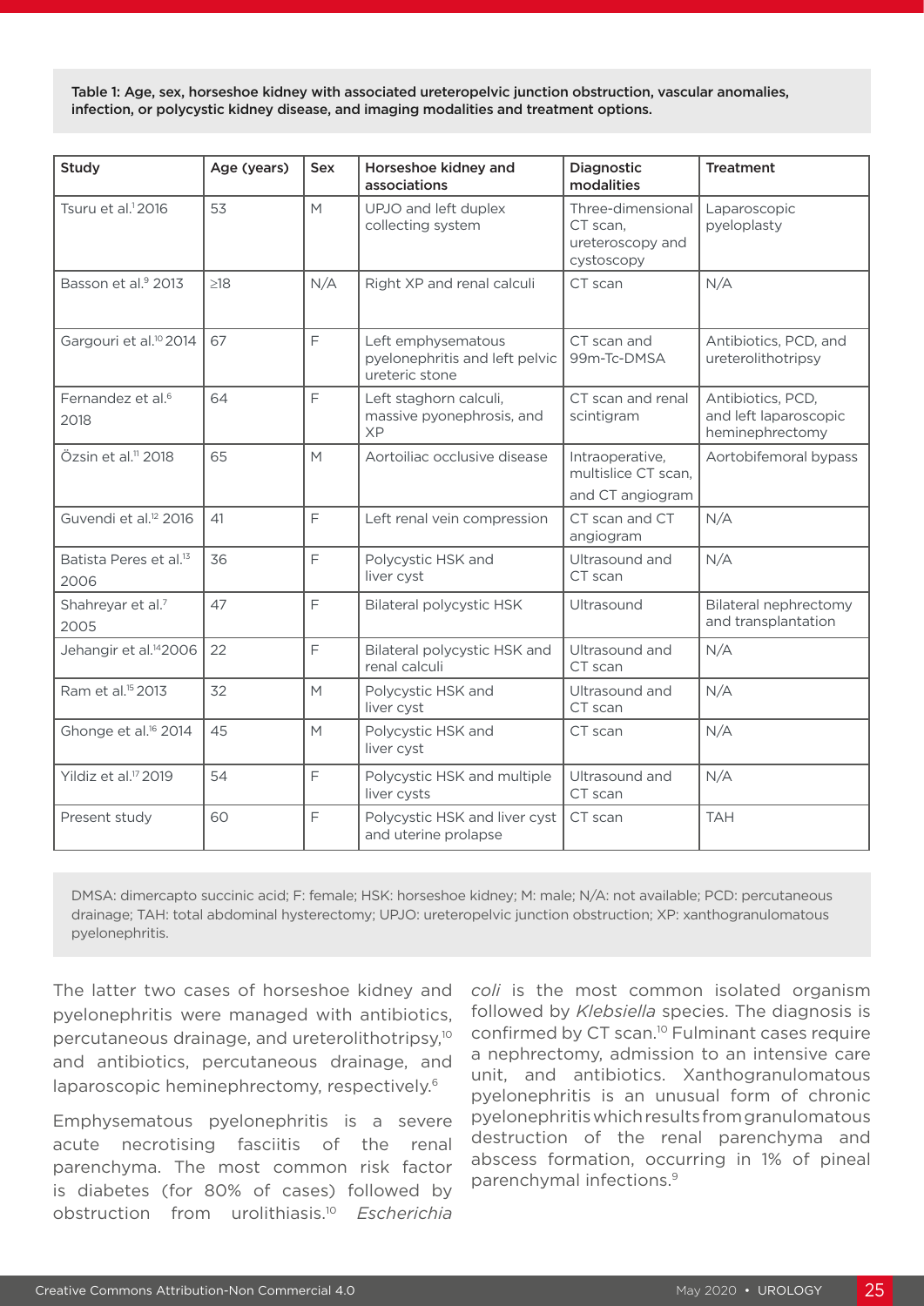Table 1: Age, sex, horseshoe kidney with associated ureteropelvic junction obstruction, vascular anomalies, infection, or polycystic kidney disease, and imaging modalities and treatment options.

| Study | Age (years) | Sex | Horseshoe kidney and associations | Diagnostic modalities | Treatment |
|---|---|---|---|---|---|
| Tsuru et al.[1] 2016 | 53 | M | UPJO and left duplex collecting system | Three-dimensional CT scan, ureteroscopy and cystoscopy | Laparoscopic pyeloplasty |
| Basson et al.[9] 2013 | ≥18 | N/A | Right XP and renal calculi | CT scan | N/A |
| Gargouri et al.[10] 2014 | 67 | F | Left emphysematous pyelonephritis and left pelvic ureteric stone | CT scan and 99m-Tc-DMSA | Antibiotics, PCD, and ureterolithotripsy |
| Fernandez et al.[6] 2018 | 64 | F | Left staghorn calculi, massive pyonephrosis, and XP | CT scan and renal scintigram | Antibiotics, PCD, and left laparoscopic heminephrectomy |
| Özsin et al.[11] 2018 | 65 | M | Aortoiliac occlusive disease | Intraoperative, multislice CT scan, and CT angiogram | Aortobifemoral bypass |
| Guvendi et al.[12] 2016 | 41 | F | Left renal vein compression | CT scan and CT angiogram | N/A |
| Batista Peres et al.[13] 2006 | 36 | F | Polycystic HSK and liver cyst | Ultrasound and CT scan | N/A |
| Shahreyar et al.[7] 2005 | 47 | F | Bilateral polycystic HSK | Ultrasound | Bilateral nephrectomy and transplantation |
| Jehangir et al.[14] 2006 | 22 | F | Bilateral polycystic HSK and renal calculi | Ultrasound and CT scan | N/A |
| Ram et al.[15] 2013 | 32 | M | Polycystic HSK and liver cyst | Ultrasound and CT scan | N/A |
| Ghonge et al.[16] 2014 | 45 | M | Polycystic HSK and liver cyst | CT scan | N/A |
| Yildiz et al.[17] 2019 | 54 | F | Polycystic HSK and multiple liver cysts | Ultrasound and CT scan | N/A |
| Present study | 60 | F | Polycystic HSK and liver cyst and uterine prolapse | CT scan | TAH |

DMSA: dimercapto succinic acid; F: female; HSK: horseshoe kidney; M: male; N/A: not available; PCD: percutaneous drainage; TAH: total abdominal hysterectomy; UPJO: ureteropelvic junction obstruction; XP: xanthogranulomatous pyelonephritis.

The latter two cases of horseshoe kidney and pyelonephritis were managed with antibiotics, percutaneous drainage, and ureterolithotripsy,[10] and antibiotics, percutaneous drainage, and laparoscopic heminephrectomy, respectively.[6]

Emphysematous pyelonephritis is a severe acute necrotising fasciitis of the renal parenchyma. The most common risk factor is diabetes (for 80% of cases) followed by obstruction from urolithiasis.[10] *Escherichia coli* is the most common isolated organism followed by *Klebsiella* species. The diagnosis is confirmed by CT scan.[10] Fulminant cases require a nephrectomy, admission to an intensive care unit, and antibiotics. Xanthogranulomatous pyelonephritis is an unusual form of chronic pyelonephritis which results from granulomatous destruction of the renal parenchyma and abscess formation, occurring in 1% of pineal parenchymal infections.[9]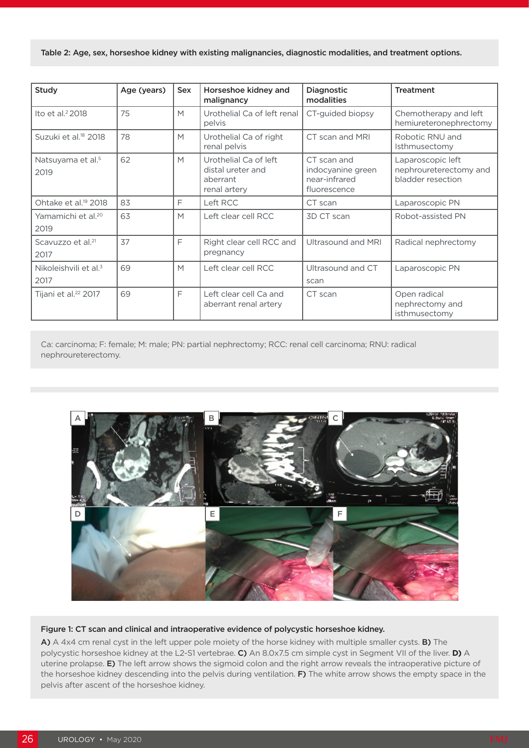Table 2: Age, sex, horseshoe kidney with existing malignancies, diagnostic modalities, and treatment options.

| Study | Age (years) | Sex | Horseshoe kidney and malignancy | Diagnostic modalities | Treatment |
|---|---|---|---|---|---|
| Ito et al.[2] 2018 | 75 | M | Urothelial Ca of left renal pelvis | CT-guided biopsy | Chemotherapy and left hemiureteronephrectomy |
| Suzuki et al.[18] 2018 | 78 | M | Urothelial Ca of right renal pelvis | CT scan and MRI | Robotic RNU and Isthmusectomy |
| Natsuyama et al.[5] 2019 | 62 | M | Urothelial Ca of left distal ureter and aberrant renal artery | CT scan and indocyanine green near-infrared fluorescence | Laparoscopic left nephroureterectomy and bladder resection |
| Ohtake et al.[19] 2018 | 83 | F | Left RCC | CT scan | Laparoscopic PN |
| Yamamichi et al.[20] 2019 | 63 | M | Left clear cell RCC | 3D CT scan | Robot-assisted PN |
| Scavuzzo et al.[21] 2017 | 37 | F | Right clear cell RCC and pregnancy | Ultrasound and MRI | Radical nephrectomy |
| Nikoleishvili et al.[3] 2017 | 69 | M | Left clear cell RCC | Ultrasound and CT scan | Laparoscopic PN |
| Tijani et al.[22] 2017 | 69 | F | Left clear cell Ca and aberrant renal artery | CT scan | Open radical nephrectomy and isthmusectomy |

Ca: carcinoma; F: female; M: male; PN: partial nephrectomy; RCC: renal cell carcinoma; RNU: radical nephroureterectomy.

**Figure 1: CT scan and clinical and intraoperative evidence of polycystic horseshoe kidney.**

**A)** A 4x4 cm renal cyst in the left upper pole moiety of the horse kidney with multiple smaller cysts. **B)** The polycystic horseshoe kidney at the L2-S1 vertebrae. **C)** An 8.0x7.5 cm simple cyst in Segment VII of the liver. **D)** A uterine prolapse. **E)** The left arrow shows the sigmoid colon and the right arrow reveals the intraoperative picture of the horseshoe kidney descending into the pelvis during ventilation. **F)** The white arrow shows the empty space in the pelvis after ascent of the horseshoe kidney.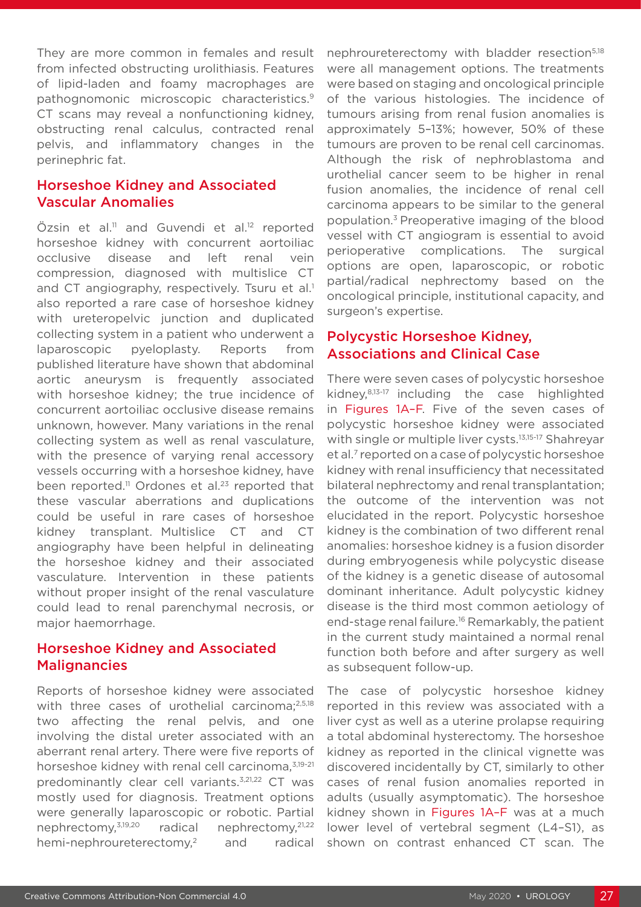They are more common in females and result from infected obstructing urolithiasis. Features of lipid-laden and foamy macrophages are pathognomonic microscopic characteristics.[9] CT scans may reveal a nonfunctioning kidney, obstructing renal calculus, contracted renal pelvis, and inflammatory changes in the perinephric fat.

## Horseshoe Kidney and Associated Vascular Anomalies

Özsin et al.[11] and Guvendi et al.[12] reported horseshoe kidney with concurrent aortoiliac occlusive disease and left renal vein compression, diagnosed with multislice CT and CT angiography, respectively. Tsuru et al.[1] also reported a rare case of horseshoe kidney with ureteropelvic junction and duplicated collecting system in a patient who underwent a laparoscopic pyeloplasty. Reports from published literature have shown that abdominal aortic aneurysm is frequently associated with horseshoe kidney; the true incidence of concurrent aortoiliac occlusive disease remains unknown, however. Many variations in the renal collecting system as well as renal vasculature, with the presence of varying renal accessory vessels occurring with a horseshoe kidney, have been reported.[11] Ordones et al.[23] reported that these vascular aberrations and duplications could be useful in rare cases of horseshoe kidney transplant. Multislice CT and CT angiography have been helpful in delineating the horseshoe kidney and their associated vasculature. Intervention in these patients without proper insight of the renal vasculature could lead to renal parenchymal necrosis, or major haemorrhage.

## Horseshoe Kidney and Associated Malignancies

Reports of horseshoe kidney were associated with three cases of urothelial carcinoma;[2,5,18] two affecting the renal pelvis, and one involving the distal ureter associated with an aberrant renal artery. There were five reports of horseshoe kidney with renal cell carcinoma,[3,19-21] predominantly clear cell variants.[3,21,22] CT was mostly used for diagnosis. Treatment options were generally laparoscopic or robotic. Partial nephrectomy,[3,19,20] radical nephrectomy,[21,22] hemi-nephroureterectomy,[2] and radical nephroureterectomy with bladder resection[5,18] were all management options. The treatments were based on staging and oncological principle of the various histologies. The incidence of tumours arising from renal fusion anomalies is approximately 5–13%; however, 50% of these tumours are proven to be renal cell carcinomas. Although the risk of nephroblastoma and urothelial cancer seem to be higher in renal fusion anomalies, the incidence of renal cell carcinoma appears to be similar to the general population.[3] Preoperative imaging of the blood vessel with CT angiogram is essential to avoid perioperative complications. The surgical options are open, laparoscopic, or robotic partial/radical nephrectomy based on the oncological principle, institutional capacity, and surgeon's expertise.

## Polycystic Horseshoe Kidney, Associations and Clinical Case

There were seven cases of polycystic horseshoe kidney,[8,13-17] including the case highlighted in Figures 1A–F. Five of the seven cases of polycystic horseshoe kidney were associated with single or multiple liver cysts.[13,15-17] Shahreyar et al.[7] reported on a case of polycystic horseshoe kidney with renal insufficiency that necessitated bilateral nephrectomy and renal transplantation; the outcome of the intervention was not elucidated in the report. Polycystic horseshoe kidney is the combination of two different renal anomalies: horseshoe kidney is a fusion disorder during embryogenesis while polycystic disease of the kidney is a genetic disease of autosomal dominant inheritance. Adult polycystic kidney disease is the third most common aetiology of end-stage renal failure.[16] Remarkably, the patient in the current study maintained a normal renal function both before and after surgery as well as subsequent follow-up.

The case of polycystic horseshoe kidney reported in this review was associated with a liver cyst as well as a uterine prolapse requiring a total abdominal hysterectomy. The horseshoe kidney as reported in the clinical vignette was discovered incidentally by CT, similarly to other cases of renal fusion anomalies reported in adults (usually asymptomatic). The horseshoe kidney shown in Figures 1A–F was at a much lower level of vertebral segment (L4–S1), as shown on contrast enhanced CT scan. The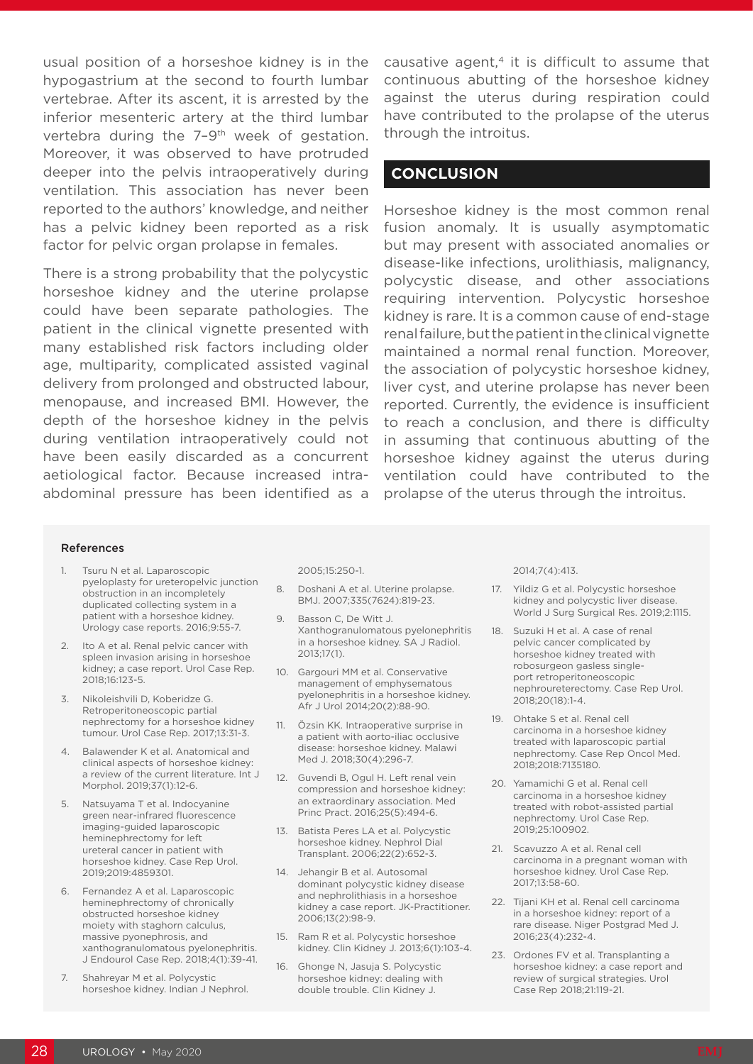usual position of a horseshoe kidney is in the hypogastrium at the second to fourth lumbar vertebrae. After its ascent, it is arrested by the inferior mesenteric artery at the third lumbar vertebra during the 7–9th week of gestation. Moreover, it was observed to have protruded deeper into the pelvis intraoperatively during ventilation. This association has never been reported to the authors' knowledge, and neither has a pelvic kidney been reported as a risk factor for pelvic organ prolapse in females.

There is a strong probability that the polycystic horseshoe kidney and the uterine prolapse could have been separate pathologies. The patient in the clinical vignette presented with many established risk factors including older age, multiparity, complicated assisted vaginal delivery from prolonged and obstructed labour, menopause, and increased BMI. However, the depth of the horseshoe kidney in the pelvis during ventilation intraoperatively could not have been easily discarded as a concurrent aetiological factor. Because increased intra-abdominal pressure has been identified as a causative agent,[4] it is difficult to assume that continuous abutting of the horseshoe kidney against the uterus during respiration could have contributed to the prolapse of the uterus through the introitus.

## CONCLUSION

Horseshoe kidney is the most common renal fusion anomaly. It is usually asymptomatic but may present with associated anomalies or disease-like infections, urolithiasis, malignancy, polycystic disease, and other associations requiring intervention. Polycystic horseshoe kidney is rare. It is a common cause of end-stage renal failure, but the patient in the clinical vignette maintained a normal renal function. Moreover, the association of polycystic horseshoe kidney, liver cyst, and uterine prolapse has never been reported. Currently, the evidence is insufficient to reach a conclusion, and there is difficulty in assuming that continuous abutting of the horseshoe kidney against the uterus during ventilation could have contributed to the prolapse of the uterus through the introitus.

### References

1. Tsuru N et al. Laparoscopic pyeloplasty for ureteropelvic junction obstruction in an incompletely duplicated collecting system in a patient with a horseshoe kidney. Urology case reports. 2016;9:55-7.
2. Ito A et al. Renal pelvic cancer with spleen invasion arising in horseshoe kidney; a case report. Urol Case Rep. 2018;16:123-5.
3. Nikoleishvili D, Koberidze G. Retroperitoneoscopic partial nephrectomy for a horseshoe kidney tumour. Urol Case Rep. 2017;13:31-3.
4. Balawender K et al. Anatomical and clinical aspects of horseshoe kidney: a review of the current literature. Int J Morphol. 2019;37(1):12-6.
5. Natsuyama T et al. Indocyanine green near-infrared fluorescence imaging-guided laparoscopic heminephrectomy for left ureteral cancer in patient with horseshoe kidney. Case Rep Urol. 2019;2019:4859301.
6. Fernandez A et al. Laparoscopic heminephrectomy of chronically obstructed horseshoe kidney moiety with staghorn calculus, massive pyonephrosis, and xanthogranulomatous pyelonephritis. J Endourol Case Rep. 2018;4(1):39-41.
7. Shahreyar M et al. Polycystic horseshoe kidney. Indian J Nephrol. 2005;15:250-1.
8. Doshani A et al. Uterine prolapse. BMJ. 2007;335(7624):819-23.
9. Basson C, De Witt J. Xanthogranulomatous pyelonephritis in a horseshoe kidney. SA J Radiol. 2013;17(1).
10. Gargouri MM et al. Conservative management of emphysematous pyelonephritis in a horseshoe kidney. Afr J Urol 2014;20(2):88-90.
11. Özsin KK. Intraoperative surprise in a patient with aorto-iliac occlusive disease: horseshoe kidney. Malawi Med J. 2018;30(4):296-7.
12. Guvendi B, Ogul H. Left renal vein compression and horseshoe kidney: an extraordinary association. Med Princ Pract. 2016;25(5):494-6.
13. Batista Peres LA et al. Polycystic horseshoe kidney. Nephrol Dial Transplant. 2006;22(2):652-3.
14. Jehangir B et al. Autosomal dominant polycystic kidney disease and nephrolithiasis in a horseshoe kidney a case report. JK-Practitioner. 2006;13(2):98-9.
15. Ram R et al. Polycystic horseshoe kidney. Clin Kidney J. 2013;6(1):103-4.
16. Ghonge N, Jasuja S. Polycystic horseshoe kidney: dealing with double trouble. Clin Kidney J. 2014;7(4):413.
17. Yildiz G et al. Polycystic horseshoe kidney and polycystic liver disease. World J Surg Surgical Res. 2019;2:1115.
18. Suzuki H et al. A case of renal pelvic cancer complicated by horseshoe kidney treated with robosurgeon gasless single-port retroperitoneoscopic nephroureterectomy. Case Rep Urol. 2018;20(18):1-4.
19. Ohtake S et al. Renal cell carcinoma in a horseshoe kidney treated with laparoscopic partial nephrectomy. Case Rep Oncol Med. 2018;2018:7135180.
20. Yamamichi G et al. Renal cell carcinoma in a horseshoe kidney treated with robot-assisted partial nephrectomy. Urol Case Rep. 2019;25:100902.
21. Scavuzzo A et al. Renal cell carcinoma in a pregnant woman with horseshoe kidney. Urol Case Rep. 2017;13:58-60.
22. Tijani KH et al. Renal cell carcinoma in a horseshoe kidney: report of a rare disease. Niger Postgrad Med J. 2016;23(4):232-4.
23. Ordones FV et al. Transplanting a horseshoe kidney: a case report and review of surgical strategies. Urol Case Rep 2018;21:119-21.